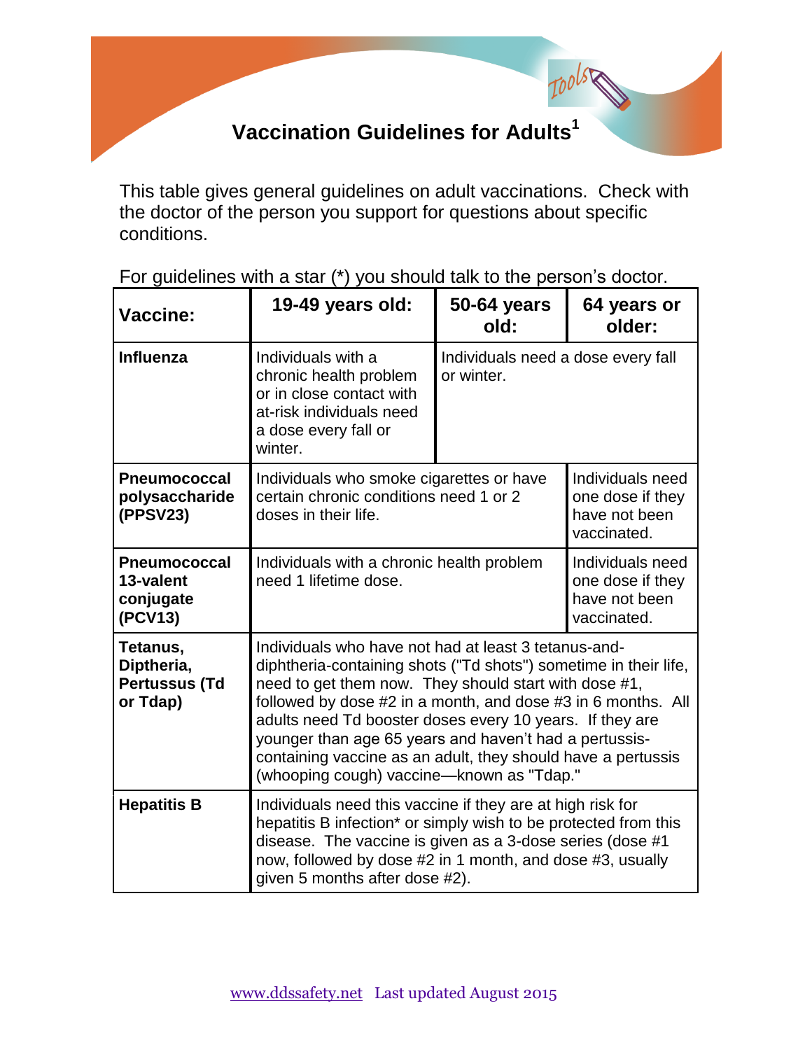# Vaccination Guidelines for Adults[1]

This table gives general guidelines on adult vaccinations. Check with the doctor of the person you support for questions about specific conditions.

For guidelines with a star (*) you should talk to the person's doctor.

| Vaccine: | 19-49 years old: | 50-64 years old: | 64 years or older: |
|---|---|---|---|
| **Influenza** | Individuals with a chronic health problem or in close contact with at-risk individuals need a dose every fall or winter. | Individuals need a dose every fall or winter. | |
| **Pneumococcal polysaccharide (PPSV23)** | Individuals who smoke cigarettes or have certain chronic conditions need 1 or 2 doses in their life. | | Individuals need one dose if they have not been vaccinated. |
| **Pneumococcal 13-valent conjugate (PCV13)** | Individuals with a chronic health problem need 1 lifetime dose. | | Individuals need one dose if they have not been vaccinated. |
| **Tetanus, Diptheria, Pertussus (Td or Tdap)** | Individuals who have not had at least 3 tetanus-and-diphtheria-containing shots ("Td shots") sometime in their life, need to get them now. They should start with dose #1, followed by dose #2 in a month, and dose #3 in 6 months. All adults need Td booster doses every 10 years. If they are younger than age 65 years and haven't had a pertussis-containing vaccine as an adult, they should have a pertussis (whooping cough) vaccine—known as "Tdap." | | |
| **Hepatitis B** | Individuals need this vaccine if they are at high risk for hepatitis B infection* or simply wish to be protected from this disease. The vaccine is given as a 3-dose series (dose #1 now, followed by dose #2 in 1 month, and dose #3, usually given 5 months after dose #2). | | |

www.ddssafety.net Last updated August 2015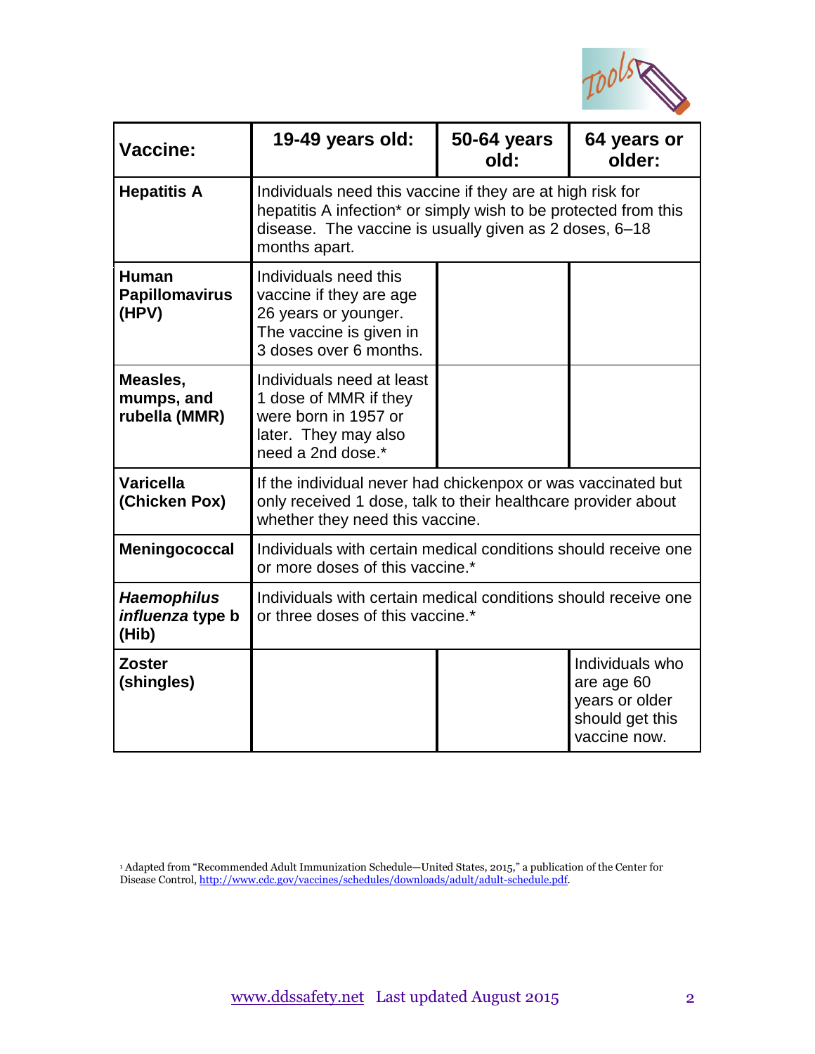| Vaccine: | 19-49 years old: | 50-64 years old: | 64 years or older: |
|---|---|---|---|
| **Hepatitis A** | Individuals need this vaccine if they are at high risk for hepatitis A infection* or simply wish to be protected from this disease. The vaccine is usually given as 2 doses, 6–18 months apart. | | |
| **Human Papillomavirus (HPV)** | Individuals need this vaccine if they are age 26 years or younger. The vaccine is given in 3 doses over 6 months. | | |
| **Measles, mumps, and rubella (MMR)** | Individuals need at least 1 dose of MMR if they were born in 1957 or later. They may also need a 2nd dose.* | | |
| **Varicella (Chicken Pox)** | If the individual never had chickenpox or was vaccinated but only received 1 dose, talk to their healthcare provider about whether they need this vaccine. | | |
| **Meningococcal** | Individuals with certain medical conditions should receive one or more doses of this vaccine.* | | |
| ***Haemophilus influenza* type b (Hib)** | Individuals with certain medical conditions should receive one or three doses of this vaccine.* | | |
| **Zoster (shingles)** | | | Individuals who are age 60 years or older should get this vaccine now. |

[1] Adapted from "Recommended Adult Immunization Schedule—United States, 2015," a publication of the Center for Disease Control, http://www.cdc.gov/vaccines/schedules/downloads/adult/adult-schedule.pdf.